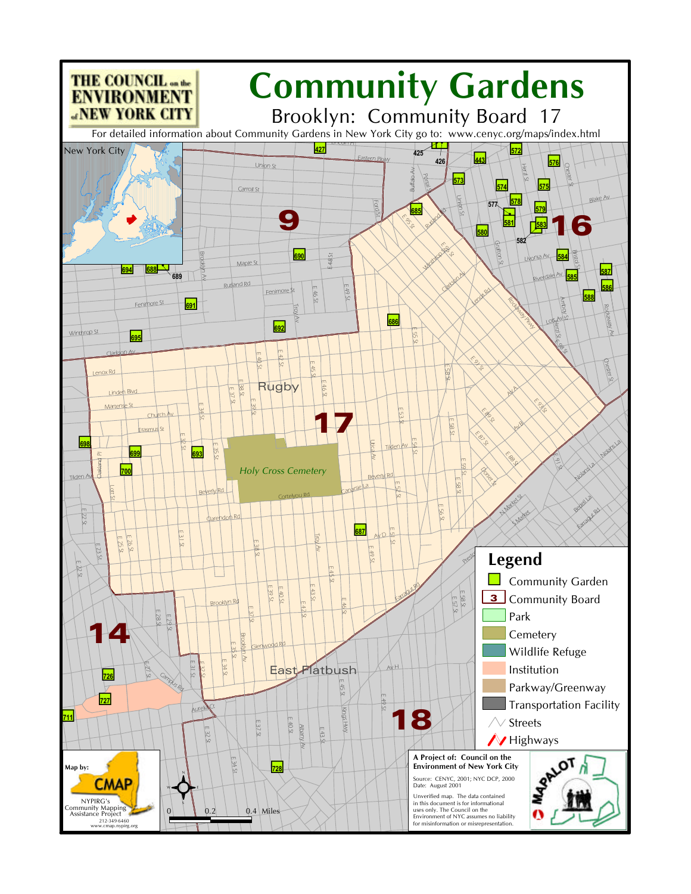THE COUNCIL on the ENVIRONMENT of NEW YORK CITY

# Community Gardens

## Brooklyn: Community Board 17

For detailed information about Community Gardens in New York City go to: www.cenyc.org/maps/index.html

New York City

## Legend

- Community Garden
- Community Board
- Park
- Cemetery
- Wildlife Refuge
- Institution
- Parkway/Greenway
- Transportation Facility
- Streets
- Highways

Map by: CMAP

NYPIRG's Community Mapping Assistance Project
212-349-6460
www.cmap.nypirg.org

0 0.2 0.4 Miles

**A Project of: Council on the Environment of New York City**

Source: CENYC, 2001; NYC DCP, 2000
Date: August 2001

Unverified map. The data contained in this document is for informational uses only. The Council on the Environment of NYC assumes no liability for misinformation or misrepresentation.

MAPALOT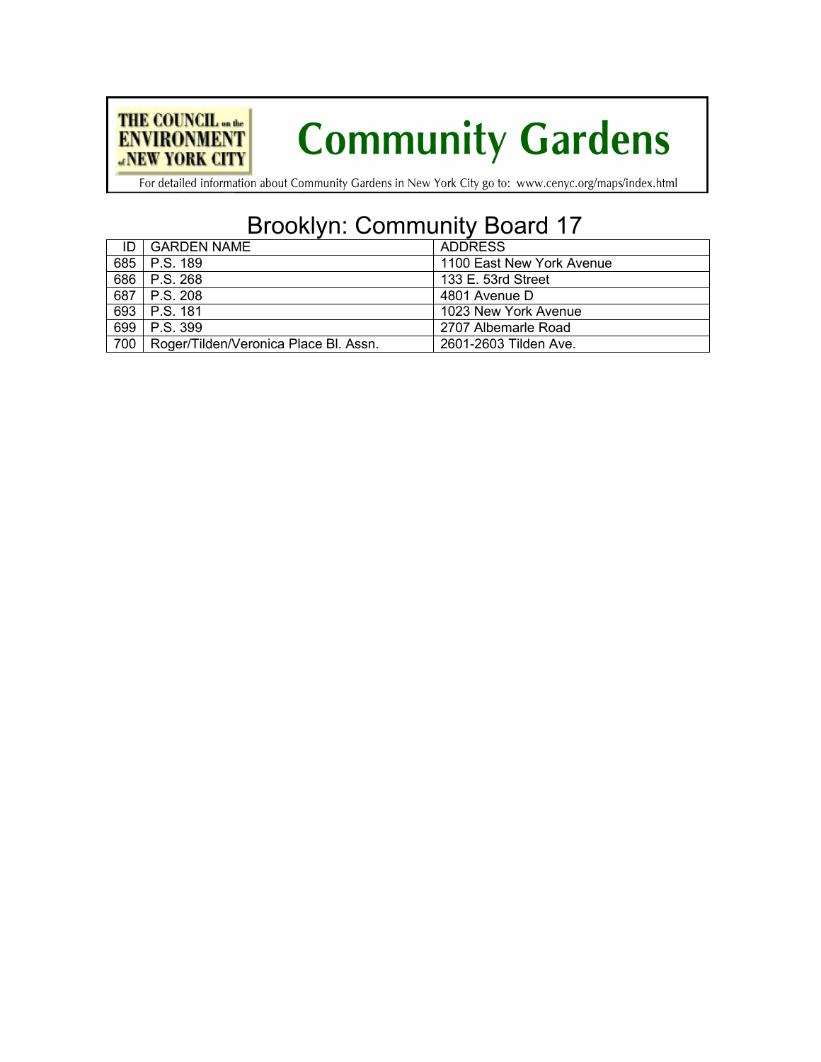THE COUNCIL on the ENVIRONMENT of NEW YORK CITY

# Community Gardens

For detailed information about Community Gardens in New York City go to: www.cenyc.org/maps/index.html

## Brooklyn: Community Board 17

| ID | GARDEN NAME | ADDRESS |
|---|---|---|
| 685 | P.S. 189 | 1100 East New York Avenue |
| 686 | P.S. 268 | 133 E. 53rd Street |
| 687 | P.S. 208 | 4801 Avenue D |
| 693 | P.S. 181 | 1023 New York Avenue |
| 699 | P.S. 399 | 2707 Albemarle Road |
| 700 | Roger/Tilden/Veronica Place Bl. Assn. | 2601-2603 Tilden Ave. |